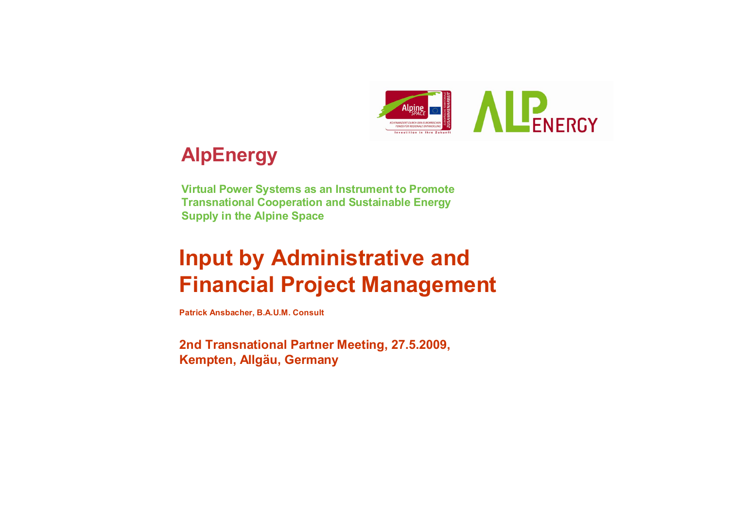# AlpEnergy

**Virtual Power Systems as an Instrument to Promote Transnational Cooperation and Sustainable Energy Supply in the Alpine Space**

## Input by Administrative and Financial Project Management

**Patrick Ansbacher, B.A.U.M. Consult**

**2nd Transnational Partner Meeting, 27.5.2009, Kempten, Allgäu, Germany**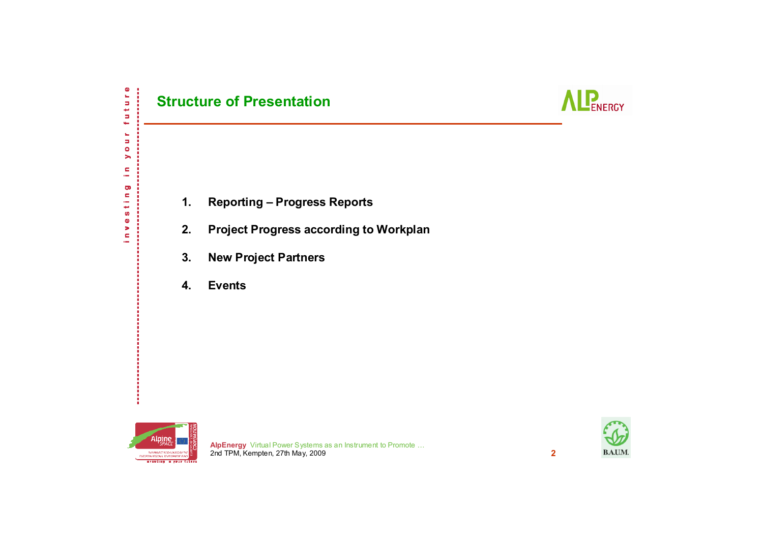## Structure of Presentation

1. Reporting – Progress Reports
2. Project Progress according to Workplan
3. New Project Partners
4. Events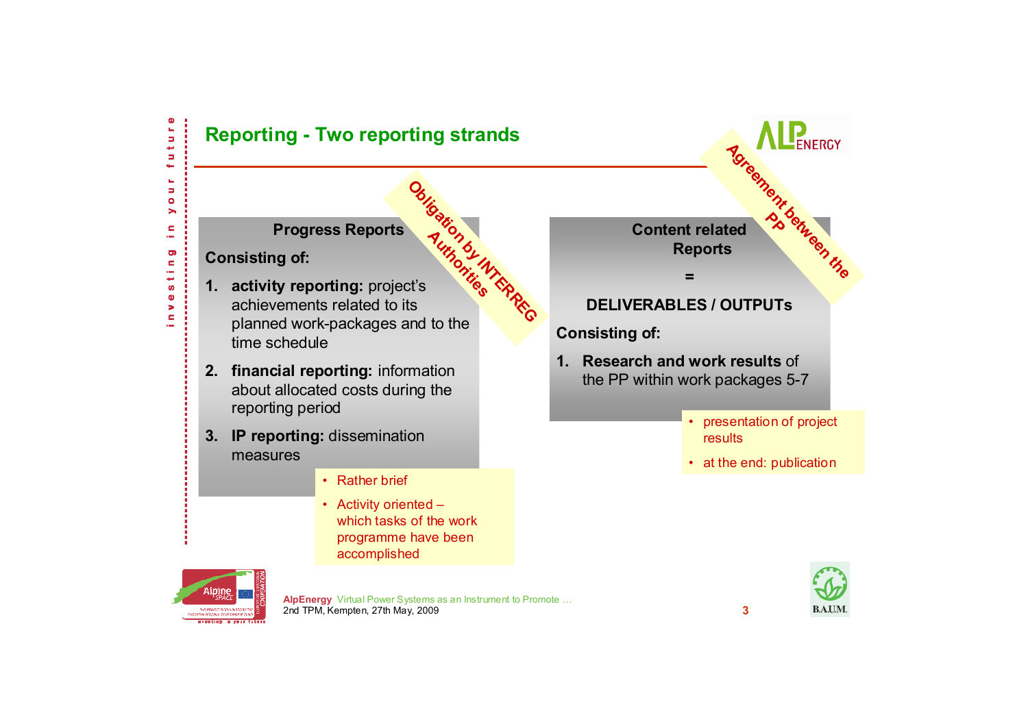## Reporting - Two reporting strands

**Obligation by INTERREG Authorities**

**Progress Reports**

**Consisting of:**

1. **activity reporting:** project's achievements related to its planned work-packages and to the time schedule
2. **financial reporting:** information about allocated costs during the reporting period
3. **IP reporting:** dissemination measures

- Rather brief
- Activity oriented – which tasks of the work programme have been accomplished

**Agreement between the PP**

**Content related Reports**

**=**

**DELIVERABLES / OUTPUTs**

**Consisting of:**

1. **Research and work results** of the PP within work packages 5-7

- presentation of project results
- at the end: publication

**AlpEnergy** Virtual Power Systems as an Instrument to Promote …
2nd TPM, Kempten, 27th May, 2009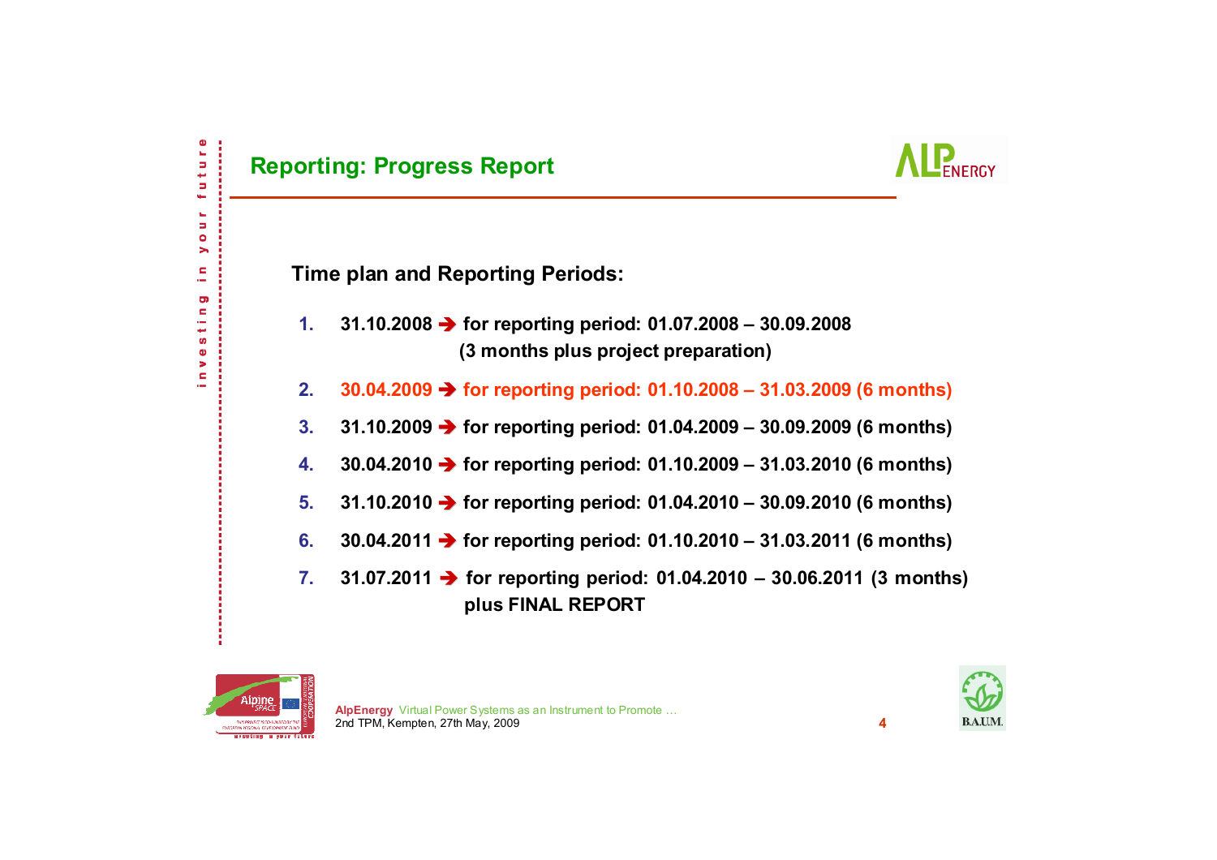## Reporting: Progress Report

**Time plan and Reporting Periods:**

1. **31.10.2008 ➔ for reporting period: 01.07.2008 – 30.09.2008 (3 months plus project preparation)**
2. **30.04.2009 ➔ for reporting period: 01.10.2008 – 31.03.2009 (6 months)**
3. **31.10.2009 ➔ for reporting period: 01.04.2009 – 30.09.2009 (6 months)**
4. **30.04.2010 ➔ for reporting period: 01.10.2009 – 31.03.2010 (6 months)**
5. **31.10.2010 ➔ for reporting period: 01.04.2010 – 30.09.2010 (6 months)**
6. **30.04.2011 ➔ for reporting period: 01.10.2010 – 31.03.2011 (6 months)**
7. **31.07.2011 ➔ for reporting period: 01.04.2010 – 30.06.2011 (3 months) plus FINAL REPORT**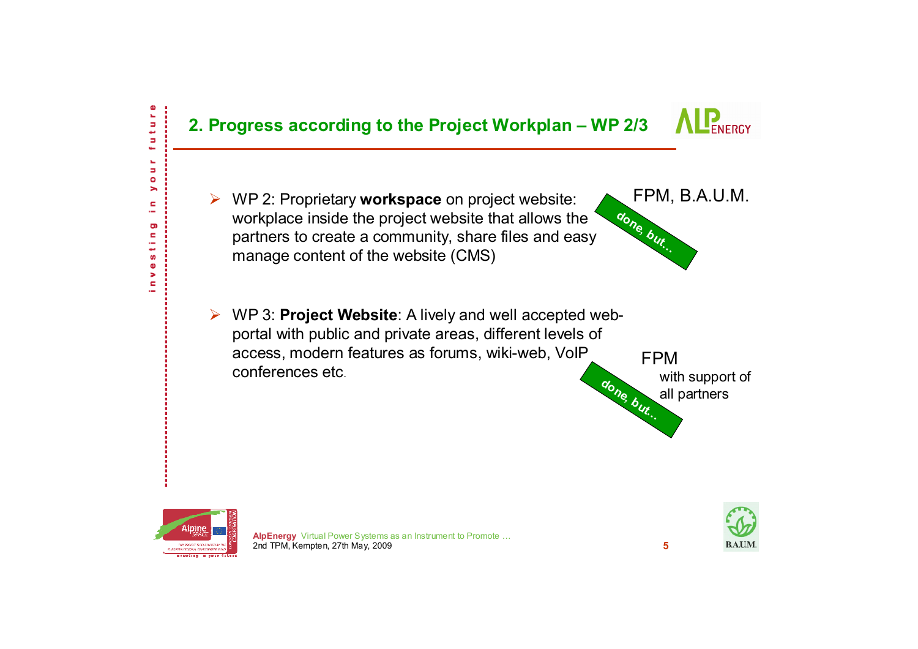## 2. Progress according to the Project Workplan – WP 2/3

- WP 2: Proprietary **workspace** on project website: workplace inside the project website that allows the partners to create a community, share files and easy manage content of the website (CMS)

  FPM, B.A.U.M.

  *done, but…*

- WP 3: **Project Website**: A lively and well accepted web-portal with public and private areas, different levels of access, modern features as forums, wiki-web, VoIP conferences etc.

  FPM with support of all partners

  *done, but…*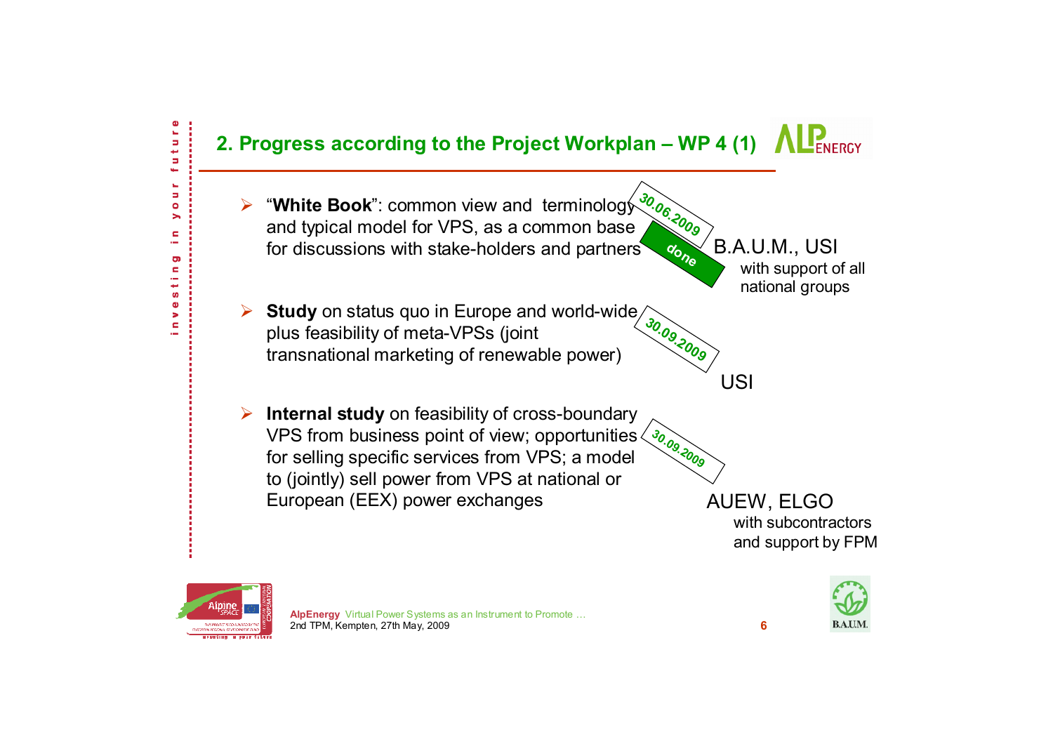## 2. Progress according to the Project Workplan – WP 4 (1)

- "**White Book**": common view and terminology and typical model for VPS, as a common base for discussions with stake-holders and partners — 30.06.2009 — done
  
  B.A.U.M., USI
  with support of all national groups

- **Study** on status quo in Europe and world-wide plus feasibility of meta-VPSs (joint transnational marketing of renewable power) — 30.09.2009
  
  USI

- **Internal study** on feasibility of cross-boundary VPS from business point of view; opportunities for selling specific services from VPS; a model to (jointly) sell power from VPS at national or European (EEX) power exchanges — 30.09.2009
  
  AUEW, ELGO
  with subcontractors and support by FPM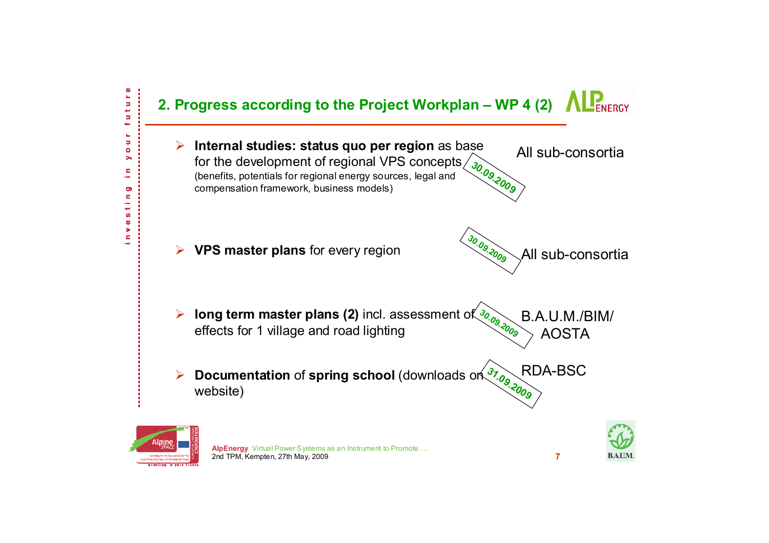## 2. Progress according to the Project Workplan – WP 4 (2)

- **Internal studies: status quo per region** as base for the development of regional VPS concepts (benefits, potentials for regional energy sources, legal and compensation framework, business models) — **30.09.2009** — All sub-consortia

- **VPS master plans** for every region — **30.09.2009** — All sub-consortia

- **long term master plans (2)** incl. assessment of effects for 1 village and road lighting — **30.09.2009** — B.A.U.M./BIM/ AOSTA

- **Documentation** of **spring school** (downloads on website) — **31.09.2009** — RDA-BSC

**AlpEnergy** Virtual Power Systems as an Instrument to Promote …
2nd TPM, Kempten, 27th May, 2009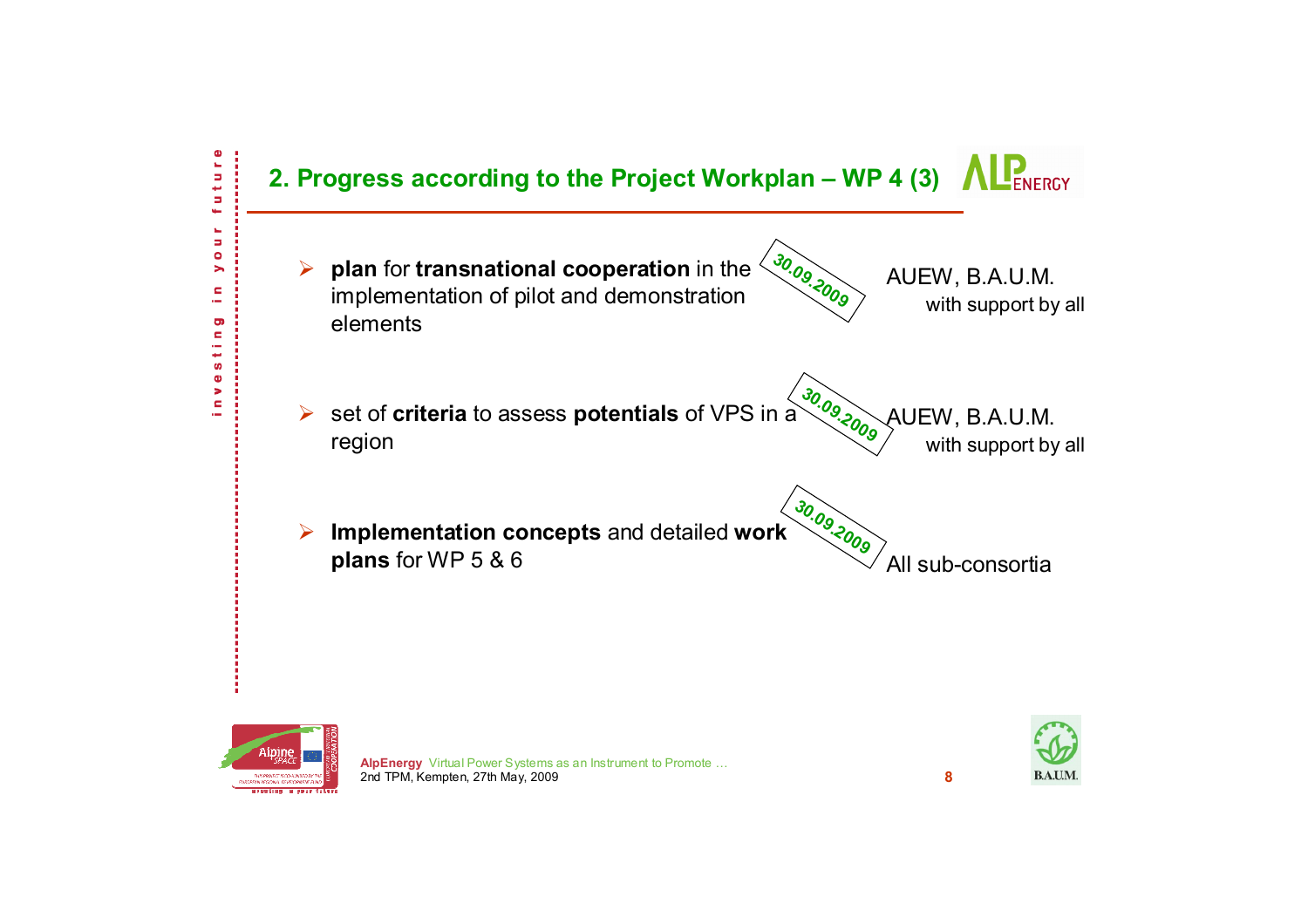## 2. Progress according to the Project Workplan – WP 4 (3)

- **plan** for **transnational cooperation** in the implementation of pilot and demonstration elements — *30.09.2009* — AUEW, B.A.U.M. with support by all

- set of **criteria** to assess **potentials** of VPS in a region — *30.09.2009* — AUEW, B.A.U.M. with support by all

- **Implementation concepts** and detailed **work plans** for WP 5 & 6 — *30.09.2009* — All sub-consortia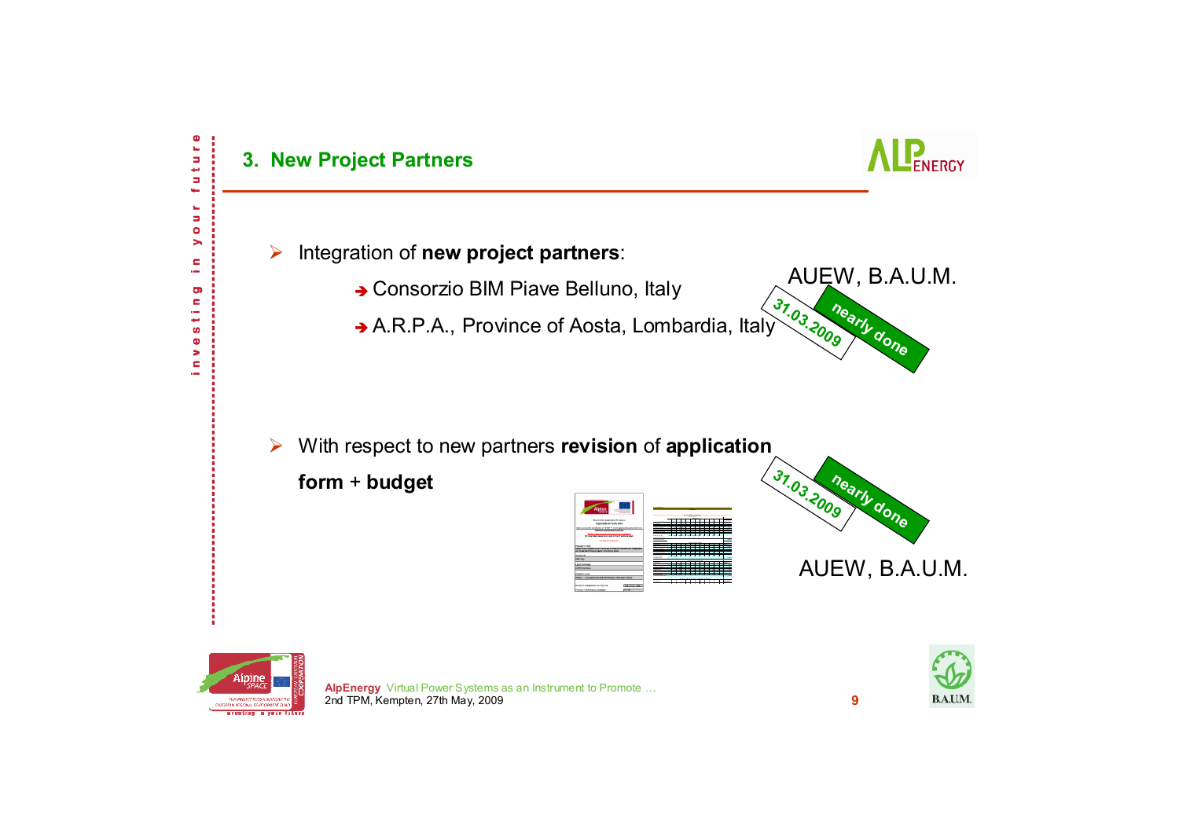## 3. New Project Partners

- Integration of **new project partners**:
  - → Consorzio BIM Piave Belluno, Italy
  - → A.R.P.A., Province of Aosta, Lombardia, Italy

AUEW, B.A.U.M.

31.03.2009 nearly done

- With respect to new partners **revision** of **application form** + **budget**

31.03.2009 nearly done

AUEW, B.A.U.M.

**AlpEnergy** Virtual Power Systems as an Instrument to Promote …
2nd TPM, Kempten, 27th May, 2009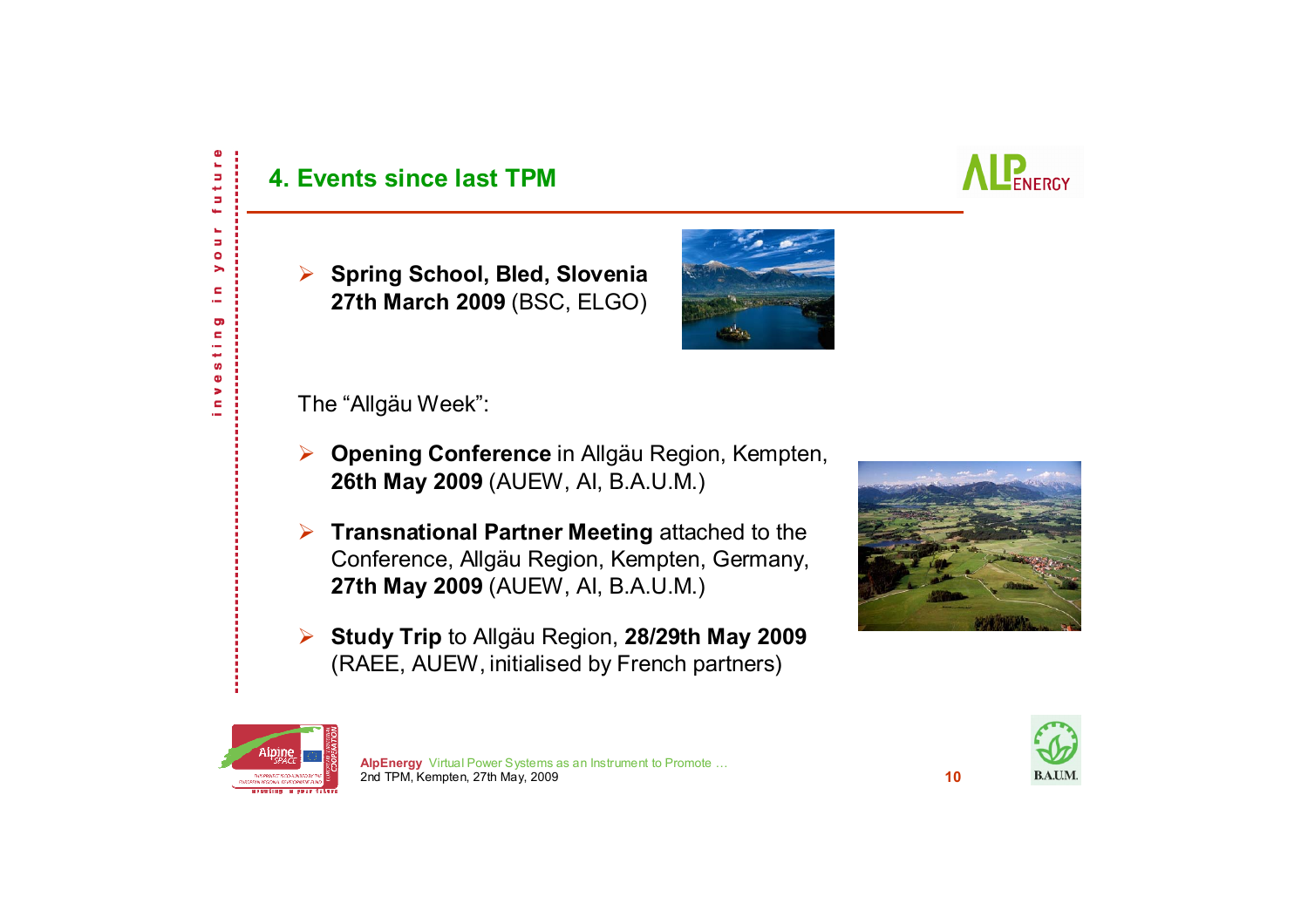## 4. Events since last TPM

- **Spring School, Bled, Slovenia 27th March 2009** (BSC, ELGO)

The "Allgäu Week":

- **Opening Conference** in Allgäu Region, Kempten, **26th May 2009** (AUEW, AI, B.A.U.M.)
- **Transnational Partner Meeting** attached to the Conference, Allgäu Region, Kempten, Germany, **27th May 2009** (AUEW, AI, B.A.U.M.)
- **Study Trip** to Allgäu Region, **28/29th May 2009** (RAEE, AUEW, initialised by French partners)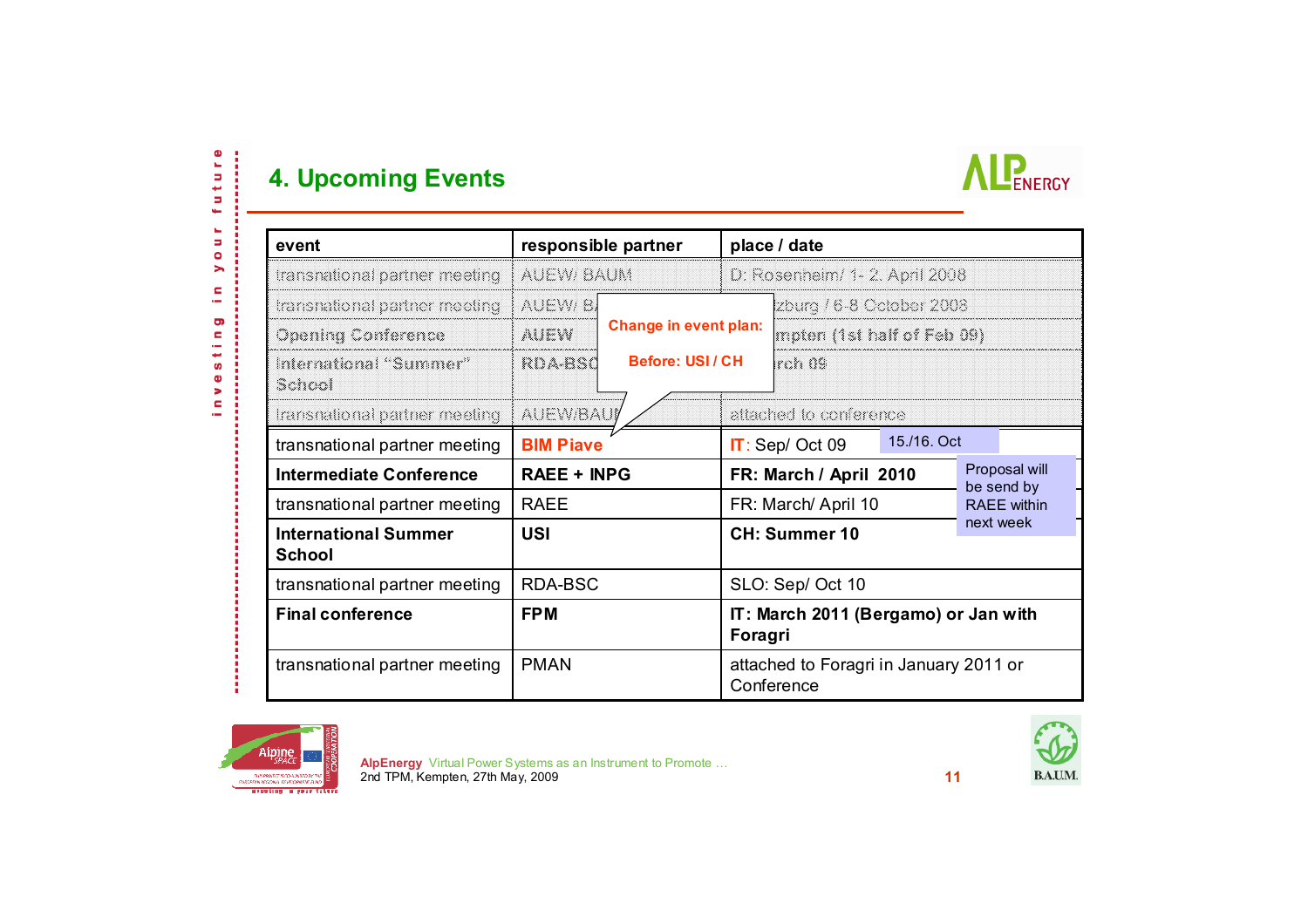## 4. Upcoming Events

| event | responsible partner | place / date |
|---|---|---|
| transnational partner meeting | AUEW/ BAUM | D: Rosenheim/ 1- 2. April 2008 |
| transnational partner meeting | AUEW/ B… | …zburg / 6-8 October 2008 |
| Opening Conference | AUEW | …mpten (1st half of Feb 09) |
| International "Summer" School | RDA-BSC | …rch 09 |
| transnational partner meeting | AUEW/BAU… | attached to conference |
| transnational partner meeting | BIM Piave | IT: Sep/ Oct 09 |
| **Intermediate Conference** | **RAEE + INPG** | **FR: March / April 2010** |
| transnational partner meeting | RAEE | FR: March/ April 10 |
| **International Summer School** | **USI** | **CH: Summer 10** |
| transnational partner meeting | RDA-BSC | SLO: Sep/ Oct 10 |
| **Final conference** | **FPM** | **IT: March 2011 (Bergamo) or Jan with Foragri** |
| transnational partner meeting | PMAN | attached to Foragri in January 2011 or Conference |

Change in event plan:

Before: USI / CH

15./16. Oct

Proposal will be send by RAEE within next week

**AlpEnergy** Virtual Power Systems as an Instrument to Promote …
2nd TPM, Kempten, 27th May, 2009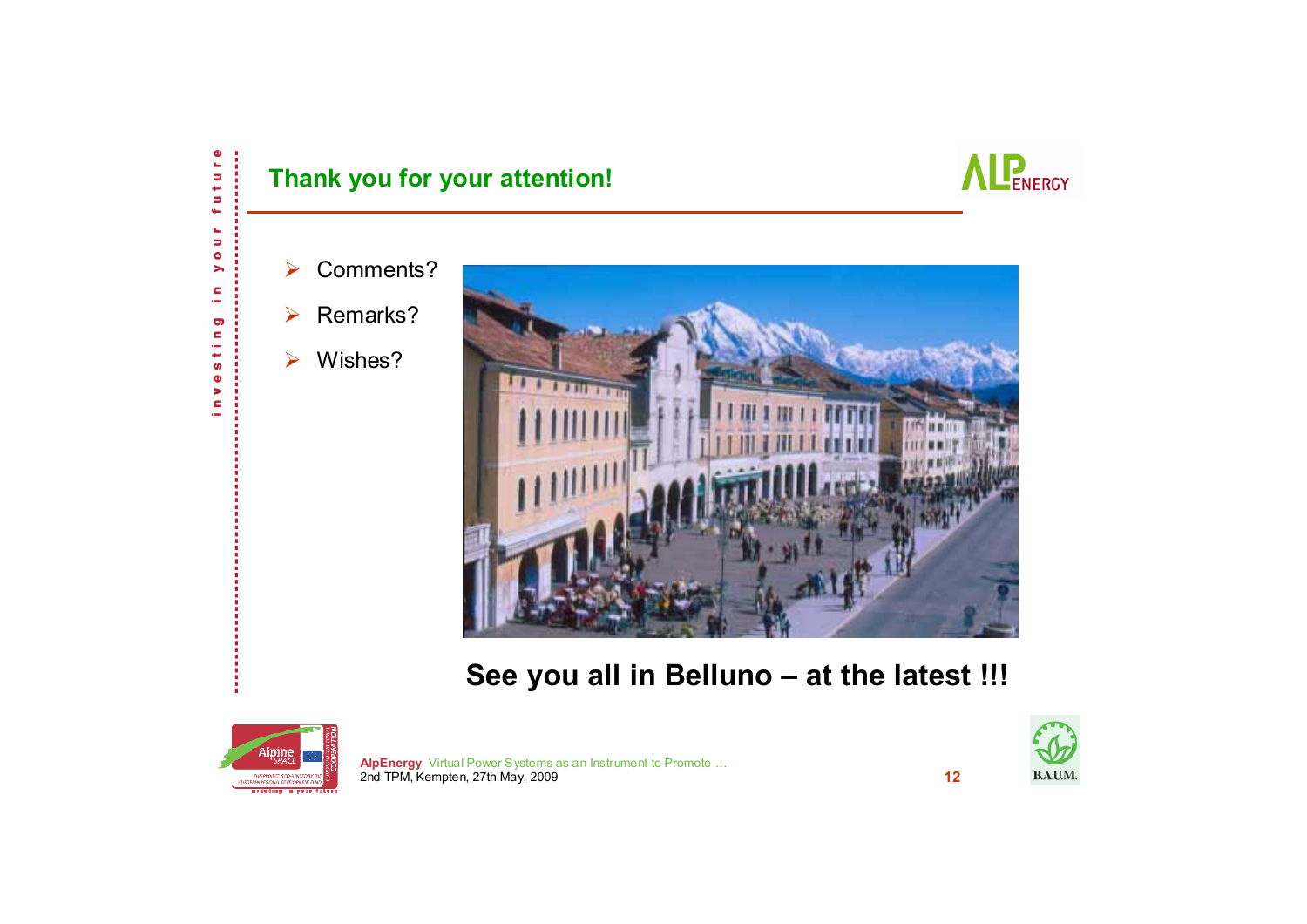## Thank you for your attention!

- Comments?
- Remarks?
- Wishes?

**See you all in Belluno – at the latest !!!**